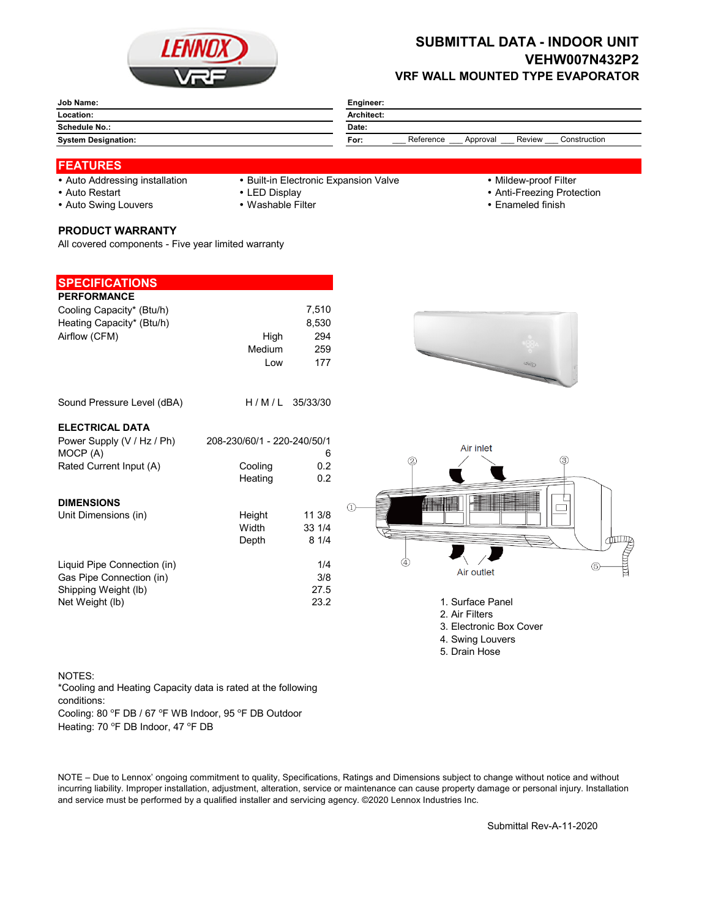# SUBMITTAL DATA - INDOOR UNIT
## VEHW007N432P2
### VRF WALL MOUNTED TYPE EVAPORATOR

| | | | |
|---|---|---|---|
| **Job Name:** | | **Engineer:** | |
| **Location:** | | **Architect:** | |
| **Schedule No.:** | | **Date:** | |
| **System Designation:** | | **For:** | ___ Reference ___ Approval ___ Review ___ Construction |

## FEATURES

- Auto Addressing installation
- Auto Restart
- Auto Swing Louvers
- Built-in Electronic Expansion Valve
- LED Display
- Washable Filter
- Mildew-proof Filter
- Anti-Freezing Protection
- Enameled finish

### PRODUCT WARRANTY

All covered components - Five year limited warranty

## SPECIFICATIONS

**PERFORMANCE**

| | | |
|---|---|---|
| Cooling Capacity* (Btu/h) | | 7,510 |
| Heating Capacity* (Btu/h) | | 8,530 |
| Airflow (CFM) | High | 294 |
| | Medium | 259 |
| | Low | 177 |
| Sound Pressure Level (dBA) | H / M / L | 35/33/30 |

**ELECTRICAL DATA**

| | | |
|---|---|---|
| Power Supply (V / Hz / Ph) | 208-230/60/1 - 220-240/50/1 | |
| MOCP (A) | | 6 |
| Rated Current Input (A) | Cooling | 0.2 |
| | Heating | 0.2 |

**DIMENSIONS**

| | | |
|---|---|---|
| Unit Dimensions (in) | Height | 11 3/8 |
| | Width | 33 1/4 |
| | Depth | 8 1/4 |
| Liquid Pipe Connection (in) | | 1/4 |
| Gas Pipe Connection (in) | | 3/8 |
| Shipping Weight (lb) | | 27.5 |
| Net Weight (lb) | | 23.2 |

Air inlet

Air outlet

1. Surface Panel
2. Air Filters
3. Electronic Box Cover
4. Swing Louvers
5. Drain Hose

NOTES:
*Cooling and Heating Capacity data is rated at the following conditions:
Cooling: 80 °F DB / 67 °F WB Indoor, 95 °F DB Outdoor
Heating: 70 °F DB Indoor, 47 °F DB

NOTE – Due to Lennox' ongoing commitment to quality, Specifications, Ratings and Dimensions subject to change without notice and without incurring liability. Improper installation, adjustment, alteration, service or maintenance can cause property damage or personal injury. Installation and service must be performed by a qualified installer and servicing agency. ©2020 Lennox Industries Inc.

Submittal Rev-A-11-2020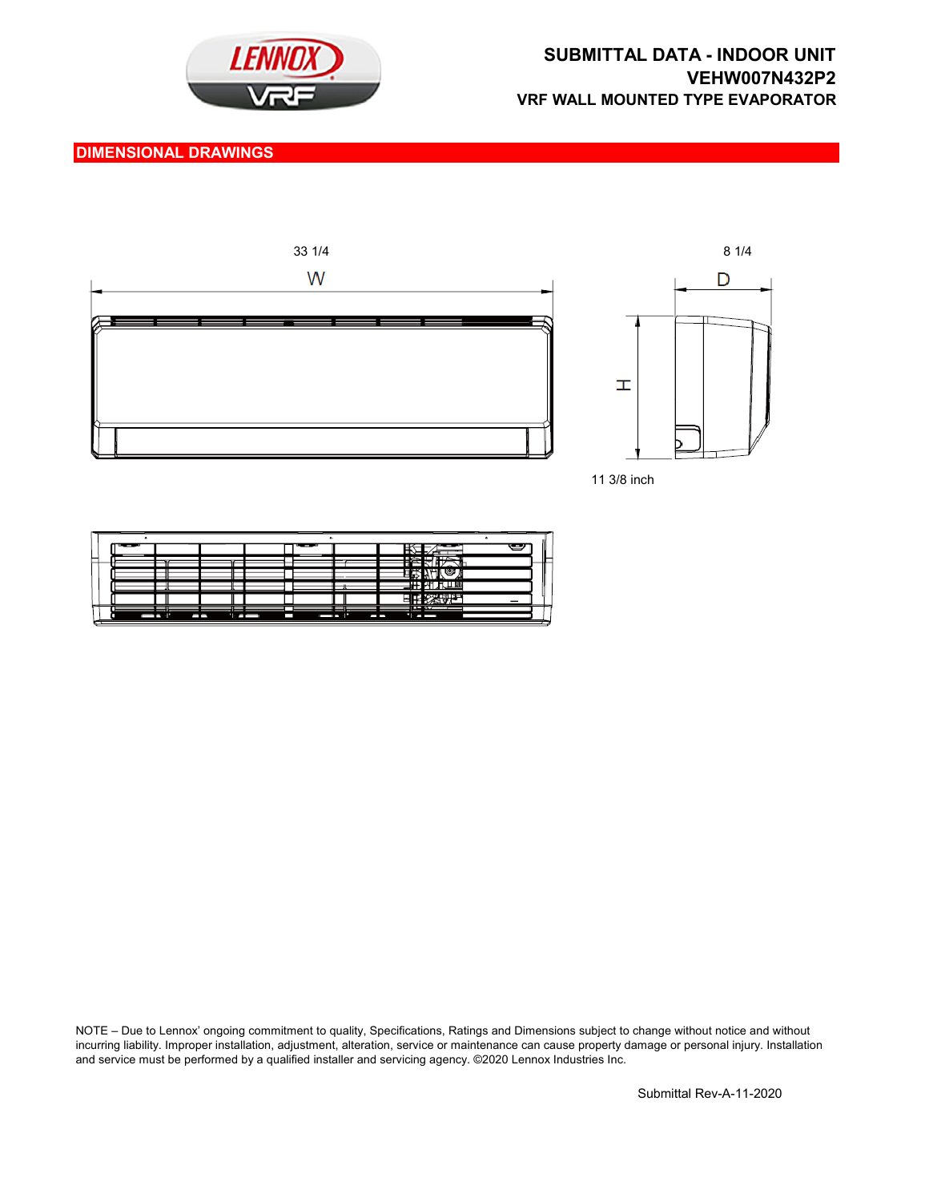# SUBMITTAL DATA - INDOOR UNIT
## VEHW007N432P2
### VRF WALL MOUNTED TYPE EVAPORATOR

## DIMENSIONAL DRAWINGS

33 1/4

W

8 1/4

D

H

11 3/8 inch

NOTE – Due to Lennox' ongoing commitment to quality, Specifications, Ratings and Dimensions subject to change without notice and without incurring liability. Improper installation, adjustment, alteration, service or maintenance can cause property damage or personal injury. Installation and service must be performed by a qualified installer and servicing agency. ©2020 Lennox Industries Inc.

Submittal Rev-A-11-2020